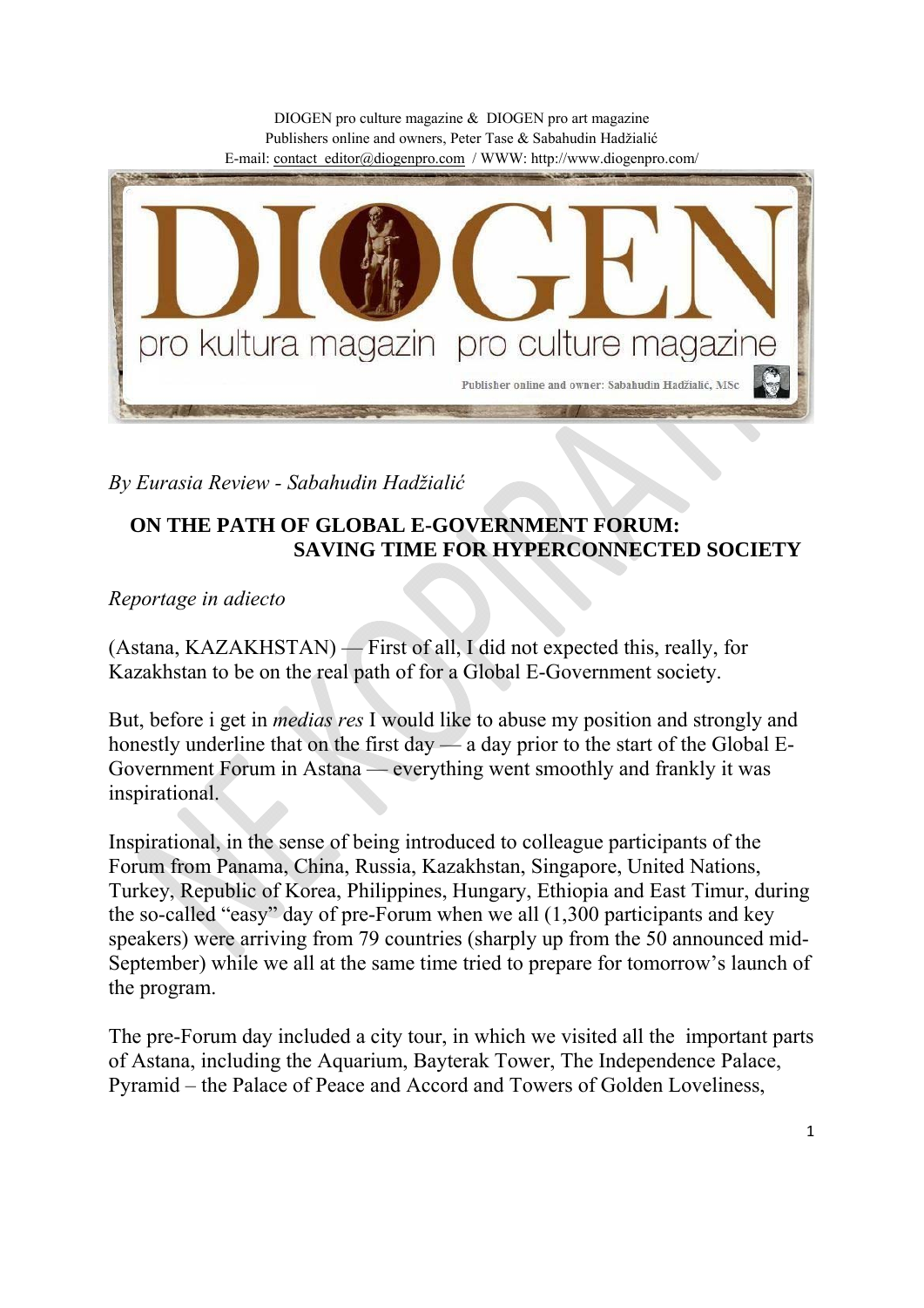DIOGEN pro culture magazine & DIOGEN pro art magazine
Publishers online and owners, Peter Tase & Sabahudin Hadžialić
E-mail: contact_editor@diogenpro.com / WWW: http://www.diogenpro.com/

*By Eurasia Review - Sabahudin Hadžialić*

## ON THE PATH OF GLOBAL E-GOVERNMENT FORUM: SAVING TIME FOR HYPERCONNECTED SOCIETY

*Reportage in adiecto*

(Astana, KAZAKHSTAN) — First of all, I did not expected this, really, for Kazakhstan to be on the real path of for a Global E-Government society.

But, before i get in *medias res* I would like to abuse my position and strongly and honestly underline that on the first day — a day prior to the start of the Global E-Government Forum in Astana — everything went smoothly and frankly it was inspirational.

Inspirational, in the sense of being introduced to colleague participants of the Forum from Panama, China, Russia, Kazakhstan, Singapore, United Nations, Turkey, Republic of Korea, Philippines, Hungary, Ethiopia and East Timur, during the so-called "easy" day of pre-Forum when we all (1,300 participants and key speakers) were arriving from 79 countries (sharply up from the 50 announced mid-September) while we all at the same time tried to prepare for tomorrow's launch of the program.

The pre-Forum day included a city tour, in which we visited all the important parts of Astana, including the Aquarium, Bayterak Tower, The Independence Palace, Pyramid – the Palace of Peace and Accord and Towers of Golden Loveliness,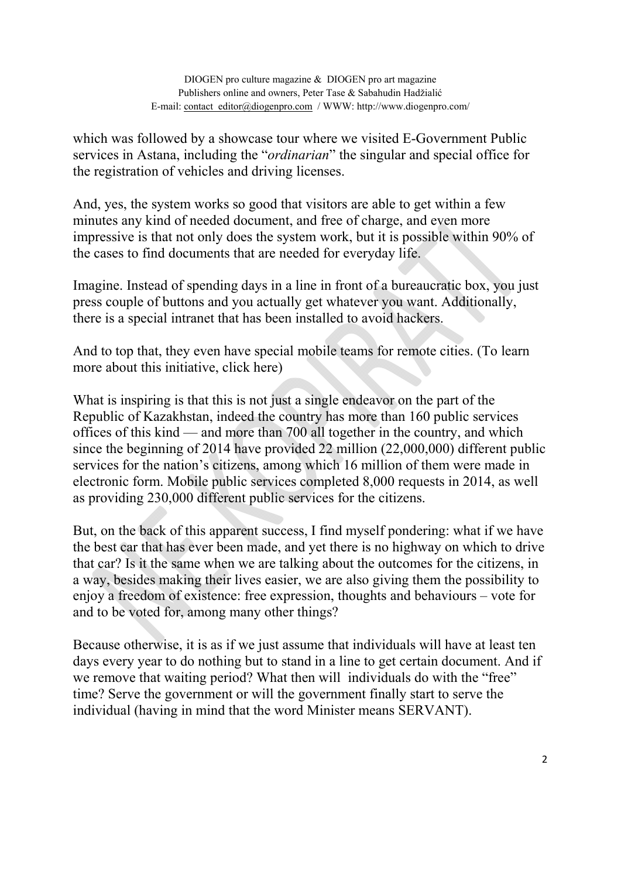which was followed by a showcase tour where we visited E-Government Public services in Astana, including the "*ordinarian*" the singular and special office for the registration of vehicles and driving licenses.

And, yes, the system works so good that visitors are able to get within a few minutes any kind of needed document, and free of charge, and even more impressive is that not only does the system work, but it is possible within 90% of the cases to find documents that are needed for everyday life.

Imagine. Instead of spending days in a line in front of a bureaucratic box, you just press couple of buttons and you actually get whatever you want. Additionally, there is a special intranet that has been installed to avoid hackers.

And to top that, they even have special mobile teams for remote cities. (To learn more about this initiative, click here)

What is inspiring is that this is not just a single endeavor on the part of the Republic of Kazakhstan, indeed the country has more than 160 public services offices of this kind — and more than 700 all together in the country, and which since the beginning of 2014 have provided 22 million (22,000,000) different public services for the nation's citizens, among which 16 million of them were made in electronic form. Mobile public services completed 8,000 requests in 2014, as well as providing 230,000 different public services for the citizens.

But, on the back of this apparent success, I find myself pondering: what if we have the best car that has ever been made, and yet there is no highway on which to drive that car? Is it the same when we are talking about the outcomes for the citizens, in a way, besides making their lives easier, we are also giving them the possibility to enjoy a freedom of existence: free expression, thoughts and behaviours – vote for and to be voted for, among many other things?

Because otherwise, it is as if we just assume that individuals will have at least ten days every year to do nothing but to stand in a line to get certain document. And if we remove that waiting period? What then will individuals do with the "free" time? Serve the government or will the government finally start to serve the individual (having in mind that the word Minister means SERVANT).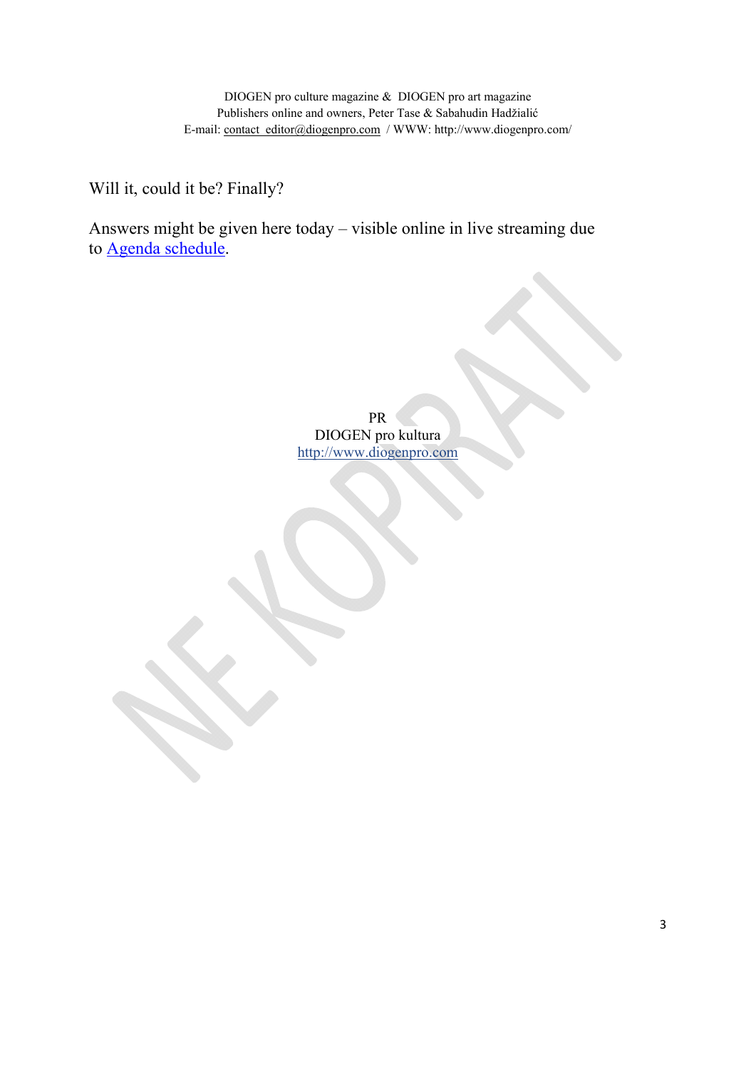Will it, could it be? Finally?

Answers might be given here today – visible online in live streaming due to Agenda schedule.

PR
DIOGEN pro kultura
http://www.diogenpro.com